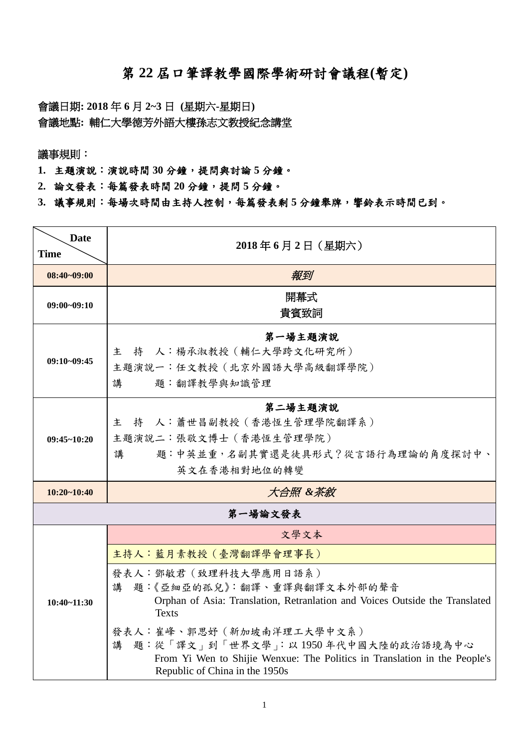# 第 22 屆口筆譯教學國際學術研討會議程(暫定)

**會議日期: 2018 年 6 月 2~3 日 (星期六-星期日)**
**會議地點: 輔仁大學德芳外語大樓孫志文教授紀念講堂**

議事規則：

1. **主題演說：演說時間 30 分鐘，提問與討論 5 分鐘。**
2. **論文發表：每篇發表時間 20 分鐘，提問 5 分鐘。**
3. **議事規則：每場次時間由主持人控制，每篇發表剩 5 分鐘舉牌，響鈴表示時間已到。**

| Date / Time | 2018 年 6 月 2 日（星期六） |
|---|---|
| 08:40~09:00 | *報到* |
| 09:00~09:10 | 開幕式<br>貴賓致詞 |
| 09:10~09:45 | **第一場主題演說**<br>主　持　人：楊承淑教授（輔仁大學跨文化研究所）<br>主題演說一：任文教授（北京外國語大學高級翻譯學院）<br>講　　　題：翻譯教學與知識管理 |
| 09:45~10:20 | **第二場主題演說**<br>主　持　人：蕭世昌副教授（香港恆生管理學院翻譯系）<br>主題演說二：張敬文博士（香港恆生管理學院）<br>講　　　題：中英並重，名副其實還是徒具形式？從言語行為理論的角度探討中、英文在香港相對地位的轉變 |
| 10:20~10:40 | *大合照 &茶敘* |
| **第一場論文發表** | |
| 10:40~11:30 | 文學文本<br>主持人：藍月素教授（臺灣翻譯學會理事長）<br>發表人：鄧敏君（致理科技大學應用日語系）<br>講　題：《亞細亞的孤兒》：翻譯、重譯與翻譯文本外部的聲音<br>Orphan of Asia: Translation, Retranlation and Voices Outside the Translated Texts<br>發表人：崔峰、郭思妤（新加坡南洋理工大學中文系）<br>講　題：從「譯文」到「世界文學」：以 1950 年代中國大陸的政治語境為中心<br>From Yi Wen to Shijie Wenxue: The Politics in Translation in the People's Republic of China in the 1950s |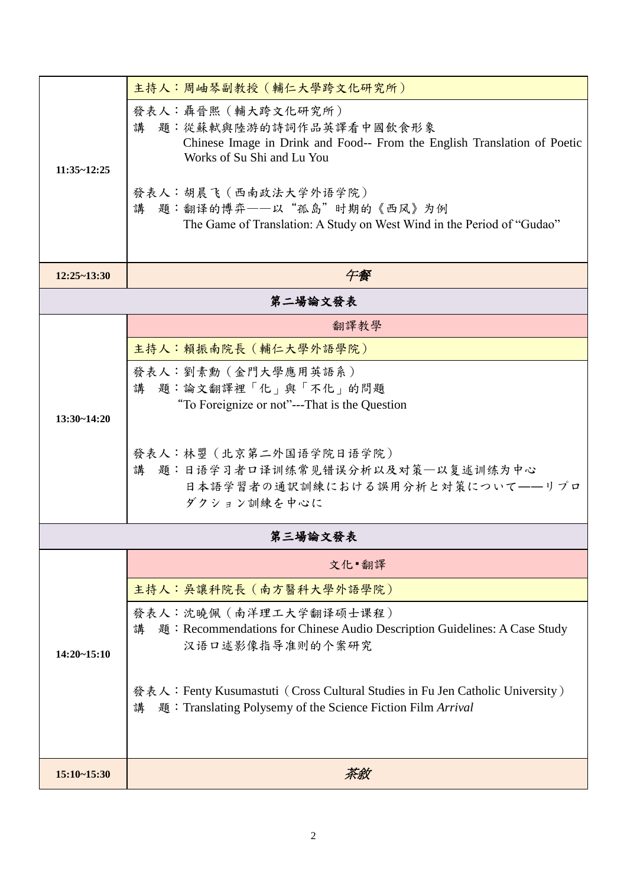| | |
|---|---|
| **11:35~12:25** | 主持人：周岫琴副教授（輔仁大學跨文化研究所）<br><br>發表人：聶晉熙（輔大跨文化研究所）<br>講　題：從蘇軾與陸游的詩詞作品英譯看中國飲食形象<br>Chinese Image in Drink and Food-- From the English Translation of Poetic Works of Su Shi and Lu You<br><br>發表人：胡晨飞（西南政法大学外语学院）<br>講　題：翻译的博弈——以"孤岛"时期的《西风》为例<br>The Game of Translation: A Study on West Wind in the Period of "Gudao" |
| **12:25~13:30** | *午餐* |
| | **第二場論文發表** |
| **13:30~14:20** | 翻譯教學<br><br>主持人：賴振南院長（輔仁大學外語學院）<br><br>發表人：劉素勳（金門大學應用英語系）<br>講　題：論文翻譯裡「化」與「不化」的問題<br>"To Foreignize or not"---That is the Question<br><br>發表人：林嬰（北京第二外国语学院日语学院）<br>講　題：日语学习者口译训练常见错误分析以及对策—以复述训练为中心<br>日本語学習者の通訳訓練における誤用分析と対策について――リプロダクション訓練を中心に |
| | **第三場論文發表** |
| **14:20~15:10** | 文化▪翻譯<br><br>主持人：吳讓科院長（南方醫科大學外語學院）<br><br>發表人：沈曉佩（南洋理工大学翻译硕士课程）<br>講　題：Recommendations for Chinese Audio Description Guidelines: A Case Study<br>汉语口述影像指导准则的个案研究<br><br>發表人：Fenty Kusumastuti（Cross Cultural Studies in Fu Jen Catholic University）<br>講　題：Translating Polysemy of the Science Fiction Film *Arrival* |
| **15:10~15:30** | *茶敘* |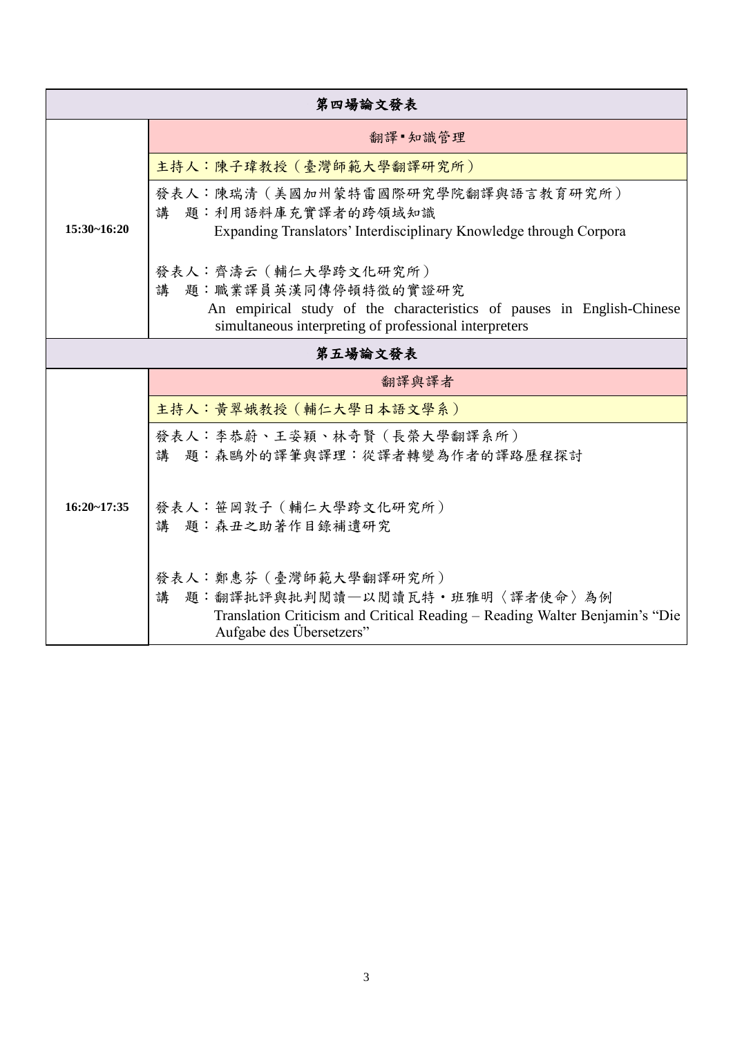| 第四場論文發表 | |
|---|---|
| | 翻譯▪知識管理 |
| | 主持人：陳子瑋教授（臺灣師範大學翻譯研究所） |
| 15:30~16:20 | 發表人：陳瑞清（美國加州蒙特雷國際研究學院翻譯與語言教育研究所）<br>講　題：利用語料庫充實譯者的跨領域知識<br>Expanding Translators' Interdisciplinary Knowledge through Corpora<br><br>發表人：齊濤云（輔仁大學跨文化研究所）<br>講　題：職業譯員英漢同傳停頓特徵的實證研究<br>An empirical study of the characteristics of pauses in English-Chinese simultaneous interpreting of professional interpreters |
| **第五場論文發表** | |
| | 翻譯與譯者 |
| | 主持人：黃翠娥教授（輔仁大學日本語文學系） |
| 16:20~17:35 | 發表人：李恭蔚、王姿穎、林奇賢（長榮大學翻譯系所）<br>講　題：森鷗外的譯筆與譯理：從譯者轉變為作者的譯路歷程探討<br><br>發表人：笹岡敦子（輔仁大學跨文化研究所）<br>講　題：森丑之助著作目錄補遺研究<br><br>發表人：鄭惠芬（臺灣師範大學翻譯研究所）<br>講　題：翻譯批評與批判閱讀—以閱讀瓦特・班雅明〈譯者使命〉為例<br>Translation Criticism and Critical Reading – Reading Walter Benjamin's "Die Aufgabe des Übersetzers" |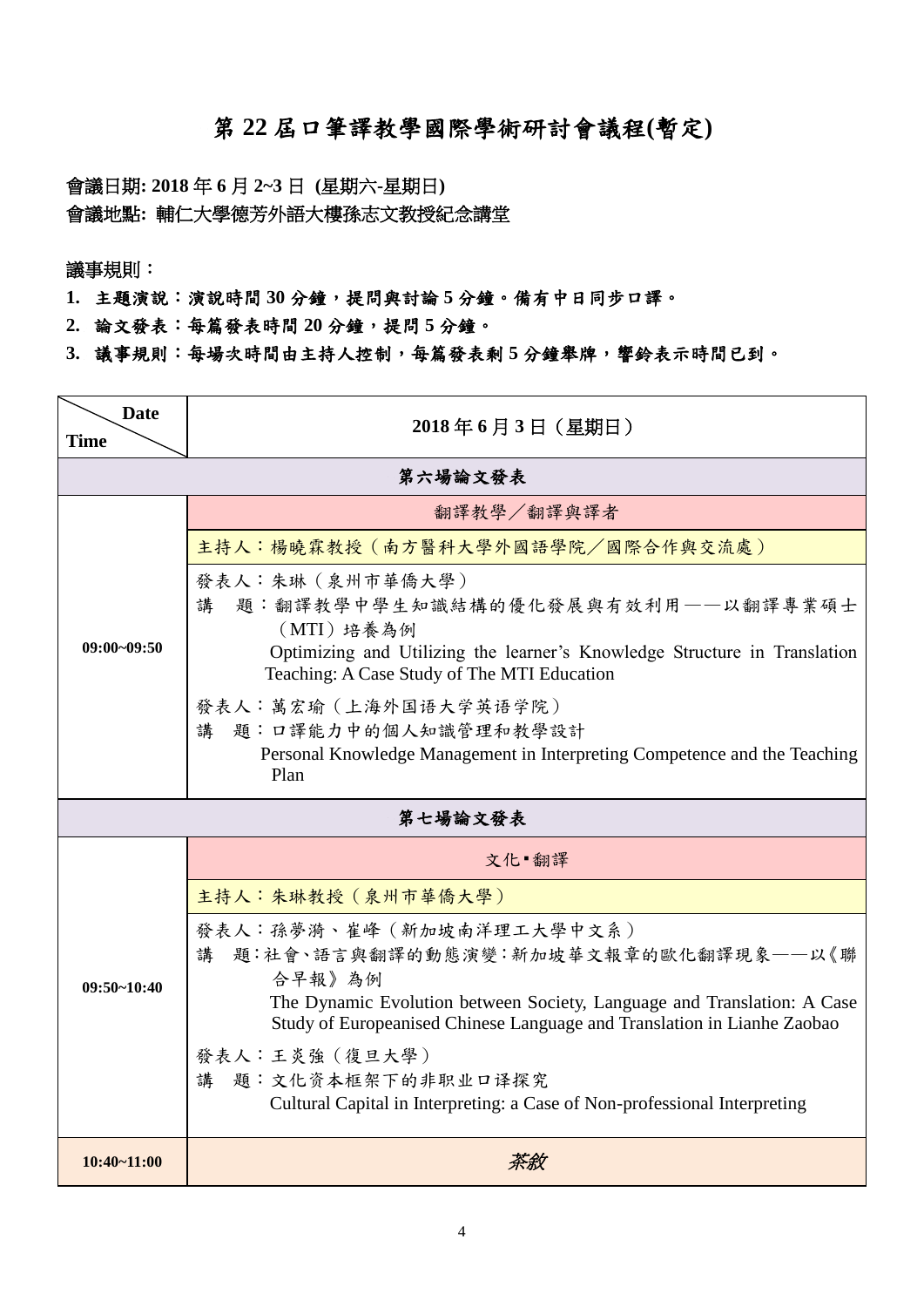# 第 22 屆口筆譯教學國際學術研討會議程(暫定)

**會議日期: 2018 年 6 月 2~3 日 (星期六-星期日)**
**會議地點: 輔仁大學德芳外語大樓孫志文教授紀念講堂**

議事規則：

1. **主題演說：演說時間 30 分鐘，提問與討論 5 分鐘。備有中日同步口譯。**
2. **論文發表：每篇發表時間 20 分鐘，提問 5 分鐘。**
3. **議事規則：每場次時間由主持人控制，每篇發表剩 5 分鐘舉牌，響鈴表示時間已到。**

| Date / Time | 2018 年 6 月 3 日（星期日） |
|---|---|
| | **第六場論文發表** |
| 09:00~09:50 | 翻譯教學／翻譯與譯者<br>主持人：楊曉霖教授（南方醫科大學外國語學院／國際合作與交流處）<br>發表人：朱琳（泉州市華僑大學）<br>講　題：翻譯教學中學生知識結構的優化發展與有效利用——以翻譯專業碩士（MTI）培養為例<br>Optimizing and Utilizing the learner's Knowledge Structure in Translation Teaching: A Case Study of The MTI Education<br>發表人：萬宏瑜（上海外国语大学英语学院）<br>講　題：口譯能力中的個人知識管理和教學設計<br>Personal Knowledge Management in Interpreting Competence and the Teaching Plan |
| | **第七場論文發表** |
| 09:50~10:40 | 文化•翻譯<br>主持人：朱琳教授（泉州市華僑大學）<br>發表人：孫夢滿、崔峰（新加坡南洋理工大學中文系）<br>講　題：社會、語言與翻譯的動態演變：新加坡華文報章的歐化翻譯現象——以《聯合早報》為例<br>The Dynamic Evolution between Society, Language and Translation: A Case Study of Europeanised Chinese Language and Translation in Lianhe Zaobao<br>發表人：王炎強（復旦大學）<br>講　題：文化资本框架下的非职业口译探究<br>Cultural Capital in Interpreting: a Case of Non-professional Interpreting |
| 10:40~11:00 | *茶敘* |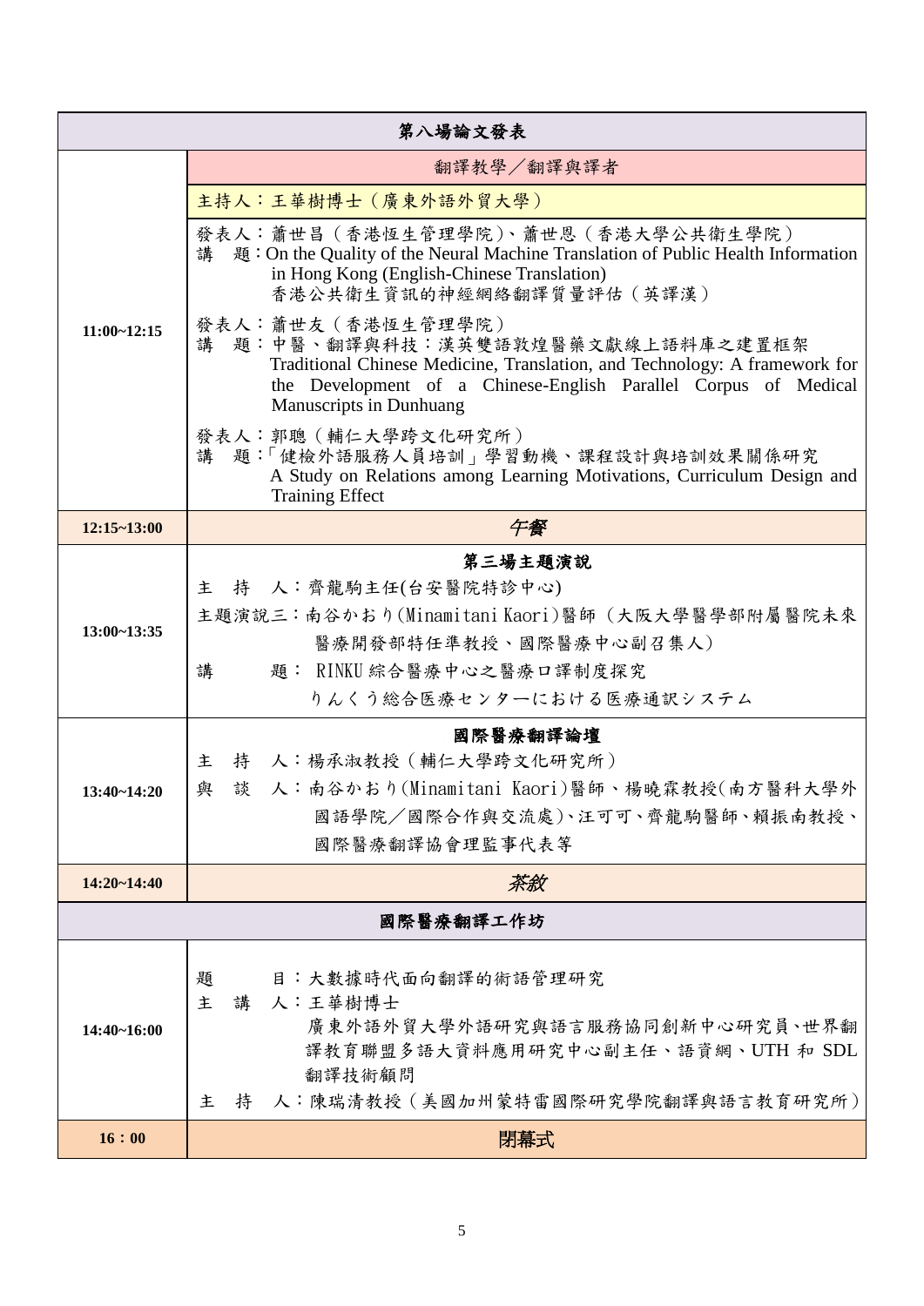| 第八場論文發表 | |
|---|---|
| | 翻譯教學／翻譯與譯者 |
| | 主持人：王華樹博士（廣東外語外貿大學） |
| 11:00~12:15 | 發表人：蕭世昌（香港恆生管理學院）、蕭世恩（香港大學公共衛生學院）<br>講　題：On the Quality of the Neural Machine Translation of Public Health Information in Hong Kong (English-Chinese Translation)<br>香港公共衛生資訊的神經網絡翻譯質量評估（英譯漢）<br><br>發表人：蕭世友（香港恆生管理學院）<br>講　題：中醫、翻譯與科技：漢英雙語敦煌醫藥文獻線上語料庫之建置框架<br>Traditional Chinese Medicine, Translation, and Technology: A framework for the Development of a Chinese-English Parallel Corpus of Medical Manuscripts in Dunhuang<br><br>發表人：郭聰（輔仁大學跨文化研究所）<br>講　題：「健檢外語服務人員培訓」學習動機、課程設計與培訓效果關係研究<br>A Study on Relations among Learning Motivations, Curriculum Design and Training Effect |
| 12:15~13:00 | *午餐* |
| 13:00~13:35 | **第三場主題演說**<br>主　持　人：齊龍駒主任(台安醫院特診中心)<br>主題演說三：南谷かおり(Minamitani Kaori)醫師（大阪大學醫學部附屬醫院未來醫療開發部特任準教授、國際醫療中心副召集人）<br>講　　　題：RINKU 綜合醫療中心之醫療口譯制度探究<br>りんくう総合医療センターにおける医療通訳システム |
| 13:40~14:20 | **國際醫療翻譯論壇**<br>主　持　人：楊承淑教授（輔仁大學跨文化研究所）<br>與　談　人：南谷かおり(Minamitani Kaori)醫師、楊曉霖教授(南方醫科大學外國語學院／國際合作與交流處)、汪可可、齊龍駒醫師、賴振南教授、國際醫療翻譯協會理監事代表等 |
| 14:20~14:40 | *茶敘* |
| 國際醫療翻譯工作坊 | |
| 14:40~16:00 | 題　　目：大數據時代面向翻譯的術語管理研究<br>主　講　人：王華樹博士<br>廣東外語外貿大學外語研究與語言服務協同創新中心研究員、世界翻譯教育聯盟多語大資料應用研究中心副主任、語資網、UTH 和 SDL 翻譯技術顧問<br>主　持　人：陳瑞清教授（美國加州蒙特雷國際研究學院翻譯與語言教育研究所） |
| 16：00 | 閉幕式 |